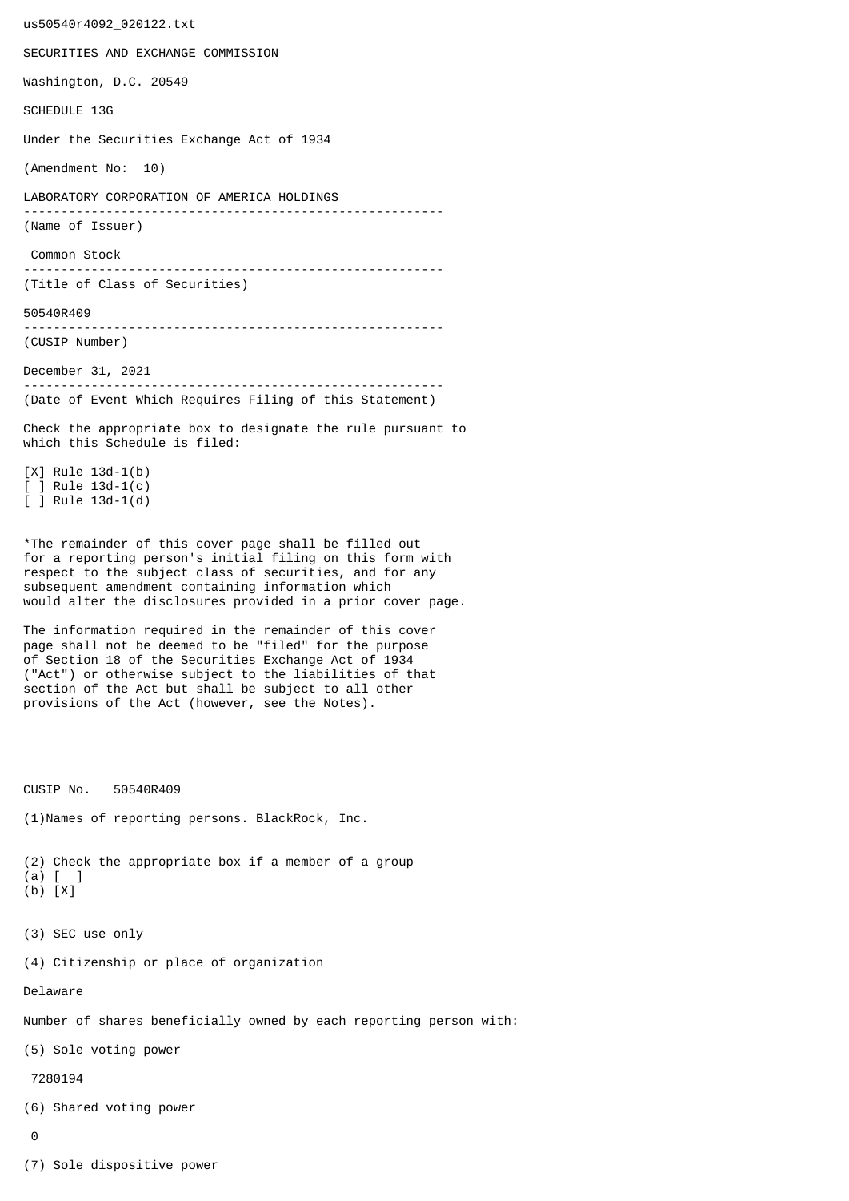us50540r4092_020122.txt

SECURITIES AND EXCHANGE COMMISSION

Washington, D.C. 20549

SCHEDULE 13G

Under the Securities Exchange Act of 1934

(Amendment No: 10)

LABORATORY CORPORATION OF AMERICA HOLDINGS

--------------------------------------------------------

(Name of Issuer)

Common Stock

--------------------------------------------------------

(Title of Class of Securities)

50540R409

--------------------------------------------------------

(CUSIP Number)

December 31, 2021

--------------------------------------------------------

(Date of Event Which Requires Filing of this Statement)

Check the appropriate box to designate the rule pursuant to which this Schedule is filed:

[X] Rule 13d-1(b)
[ ] Rule 13d-1(c)
[ ] Rule 13d-1(d)

*The remainder of this cover page shall be filled out for a reporting person's initial filing on this form with respect to the subject class of securities, and for any subsequent amendment containing information which would alter the disclosures provided in a prior cover page.

The information required in the remainder of this cover page shall not be deemed to be "filed" for the purpose of Section 18 of the Securities Exchange Act of 1934 ("Act") or otherwise subject to the liabilities of that section of the Act but shall be subject to all other provisions of the Act (however, see the Notes).

CUSIP No. 50540R409

(1)Names of reporting persons. BlackRock, Inc.

(2) Check the appropriate box if a member of a group
(a) [ ]
(b) [X]

(3) SEC use only

(4) Citizenship or place of organization

Delaware

Number of shares beneficially owned by each reporting person with:

(5) Sole voting power

7280194

(6) Shared voting power

0

(7) Sole dispositive power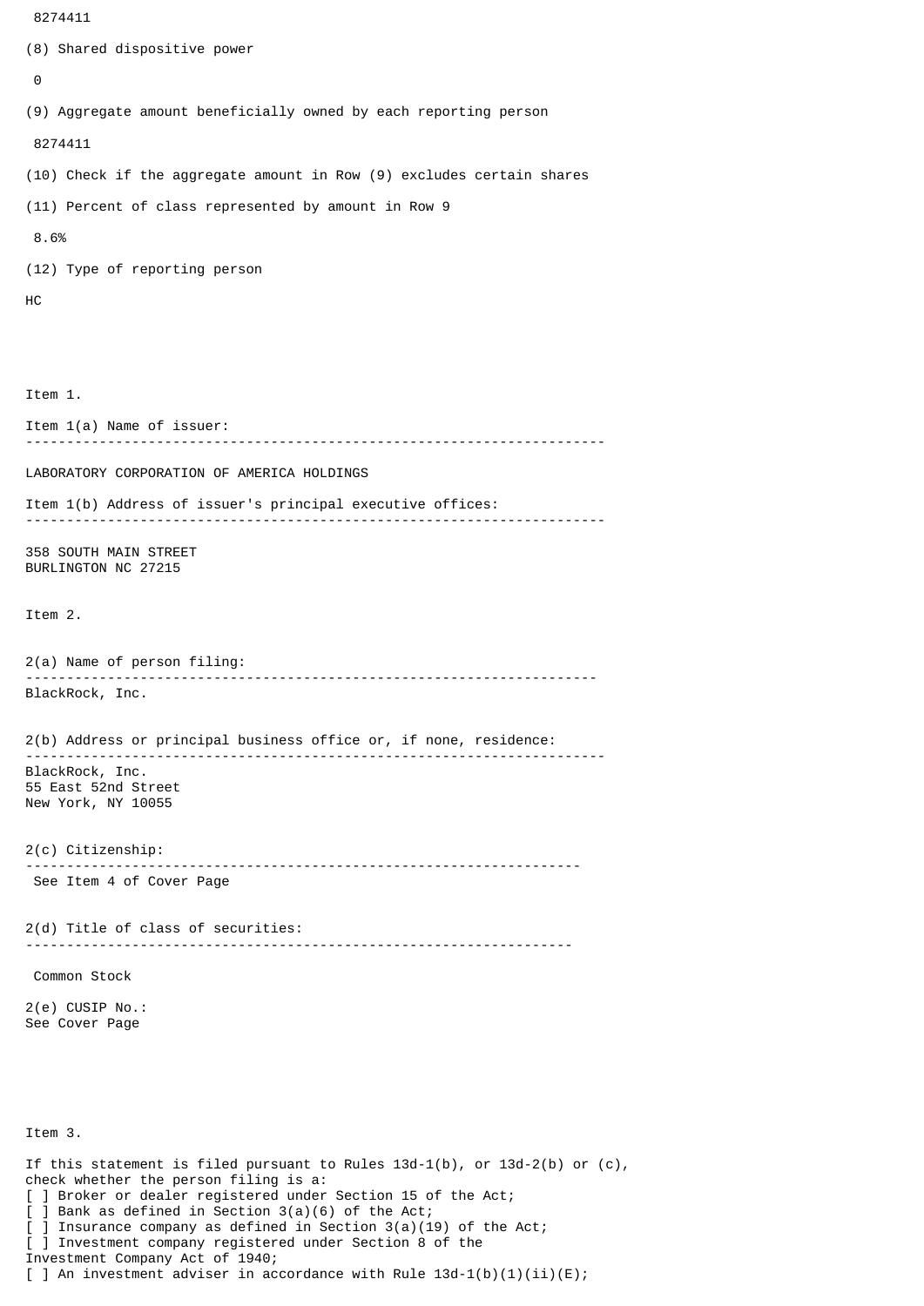8274411

(8) Shared dispositive power

0

(9) Aggregate amount beneficially owned by each reporting person

8274411

(10) Check if the aggregate amount in Row (9) excludes certain shares

(11) Percent of class represented by amount in Row 9

8.6%

(12) Type of reporting person

HC

Item 1.

Item 1(a) Name of issuer:

---

LABORATORY CORPORATION OF AMERICA HOLDINGS

Item 1(b) Address of issuer's principal executive offices:

---

358 SOUTH MAIN STREET
BURLINGTON NC 27215

Item 2.

2(a) Name of person filing:

---

BlackRock, Inc.

2(b) Address or principal business office or, if none, residence:

---

BlackRock, Inc.
55 East 52nd Street
New York, NY 10055

2(c) Citizenship:

---

See Item 4 of Cover Page

2(d) Title of class of securities:

---

Common Stock

2(e) CUSIP No.:
See Cover Page

Item 3.

If this statement is filed pursuant to Rules 13d-1(b), or 13d-2(b) or (c), check whether the person filing is a:
[ ] Broker or dealer registered under Section 15 of the Act;
[ ] Bank as defined in Section 3(a)(6) of the Act;
[ ] Insurance company as defined in Section 3(a)(19) of the Act;
[ ] Investment company registered under Section 8 of the Investment Company Act of 1940;
[ ] An investment adviser in accordance with Rule 13d-1(b)(1)(ii)(E);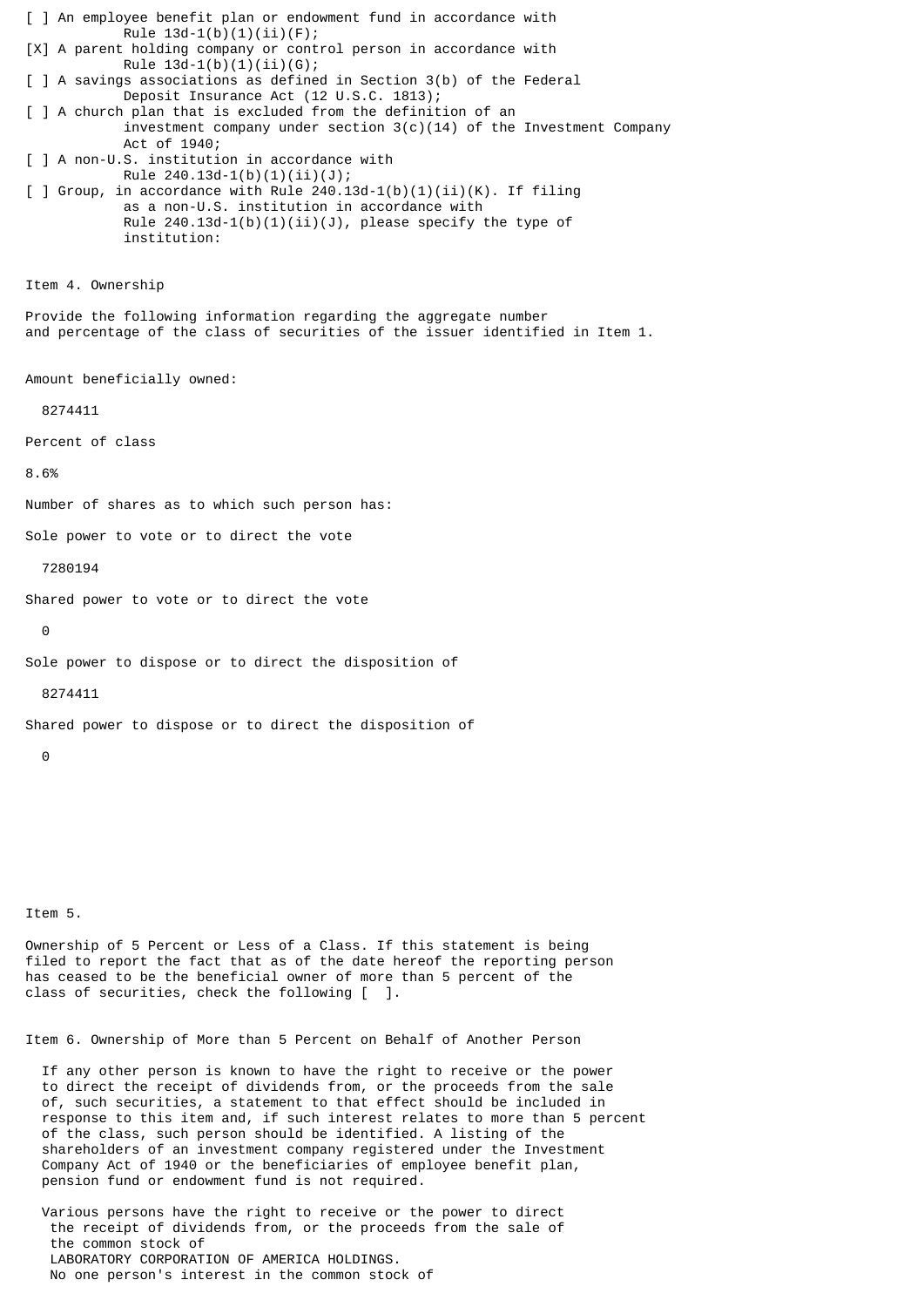[ ] An employee benefit plan or endowment fund in accordance with Rule 13d-1(b)(1)(ii)(F);

[X] A parent holding company or control person in accordance with Rule 13d-1(b)(1)(ii)(G);

[ ] A savings associations as defined in Section 3(b) of the Federal Deposit Insurance Act (12 U.S.C. 1813);

[ ] A church plan that is excluded from the definition of an investment company under section 3(c)(14) of the Investment Company Act of 1940;

[ ] A non-U.S. institution in accordance with Rule 240.13d-1(b)(1)(ii)(J);

[ ] Group, in accordance with Rule 240.13d-1(b)(1)(ii)(K). If filing as a non-U.S. institution in accordance with Rule 240.13d-1(b)(1)(ii)(J), please specify the type of institution:

Item 4. Ownership

Provide the following information regarding the aggregate number and percentage of the class of securities of the issuer identified in Item 1.

Amount beneficially owned:

8274411

Percent of class

8.6%

Number of shares as to which such person has:

Sole power to vote or to direct the vote

7280194

Shared power to vote or to direct the vote

0

Sole power to dispose or to direct the disposition of

8274411

Shared power to dispose or to direct the disposition of

0

Item 5.

Ownership of 5 Percent or Less of a Class. If this statement is being filed to report the fact that as of the date hereof the reporting person has ceased to be the beneficial owner of more than 5 percent of the class of securities, check the following [ ].

Item 6. Ownership of More than 5 Percent on Behalf of Another Person

If any other person is known to have the right to receive or the power to direct the receipt of dividends from, or the proceeds from the sale of, such securities, a statement to that effect should be included in response to this item and, if such interest relates to more than 5 percent of the class, such person should be identified. A listing of the shareholders of an investment company registered under the Investment Company Act of 1940 or the beneficiaries of employee benefit plan, pension fund or endowment fund is not required.

Various persons have the right to receive or the power to direct the receipt of dividends from, or the proceeds from the sale of the common stock of LABORATORY CORPORATION OF AMERICA HOLDINGS. No one person's interest in the common stock of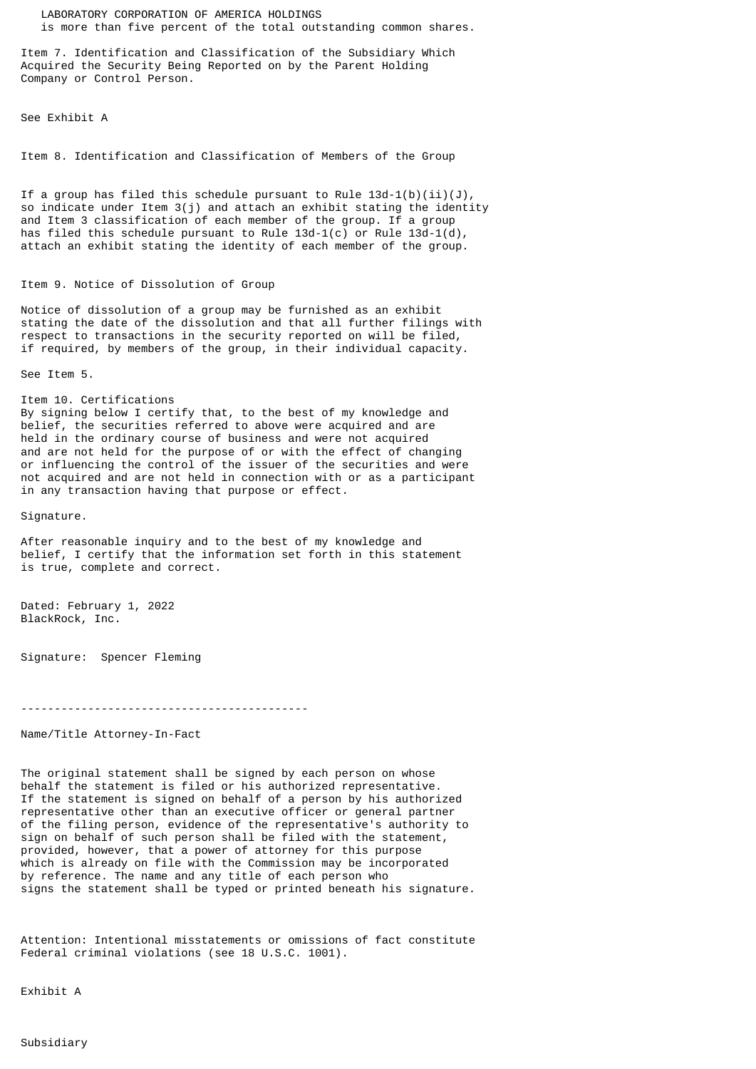LABORATORY CORPORATION OF AMERICA HOLDINGS
is more than five percent of the total outstanding common shares.

Item 7. Identification and Classification of the Subsidiary Which Acquired the Security Being Reported on by the Parent Holding Company or Control Person.

See Exhibit A

Item 8. Identification and Classification of Members of the Group

If a group has filed this schedule pursuant to Rule 13d-1(b)(ii)(J), so indicate under Item 3(j) and attach an exhibit stating the identity and Item 3 classification of each member of the group. If a group has filed this schedule pursuant to Rule 13d-1(c) or Rule 13d-1(d), attach an exhibit stating the identity of each member of the group.

Item 9. Notice of Dissolution of Group

Notice of dissolution of a group may be furnished as an exhibit stating the date of the dissolution and that all further filings with respect to transactions in the security reported on will be filed, if required, by members of the group, in their individual capacity.

See Item 5.

Item 10. Certifications
By signing below I certify that, to the best of my knowledge and belief, the securities referred to above were acquired and are held in the ordinary course of business and were not acquired and are not held for the purpose of or with the effect of changing or influencing the control of the issuer of the securities and were not acquired and are not held in connection with or as a participant in any transaction having that purpose or effect.

Signature.

After reasonable inquiry and to the best of my knowledge and belief, I certify that the information set forth in this statement is true, complete and correct.

Dated: February 1, 2022
BlackRock, Inc.

Signature: Spencer Fleming

-------------------------------------------

Name/Title Attorney-In-Fact

The original statement shall be signed by each person on whose behalf the statement is filed or his authorized representative. If the statement is signed on behalf of a person by his authorized representative other than an executive officer or general partner of the filing person, evidence of the representative's authority to sign on behalf of such person shall be filed with the statement, provided, however, that a power of attorney for this purpose which is already on file with the Commission may be incorporated by reference. The name and any title of each person who signs the statement shall be typed or printed beneath his signature.

Attention: Intentional misstatements or omissions of fact constitute Federal criminal violations (see 18 U.S.C. 1001).

Exhibit A

Subsidiary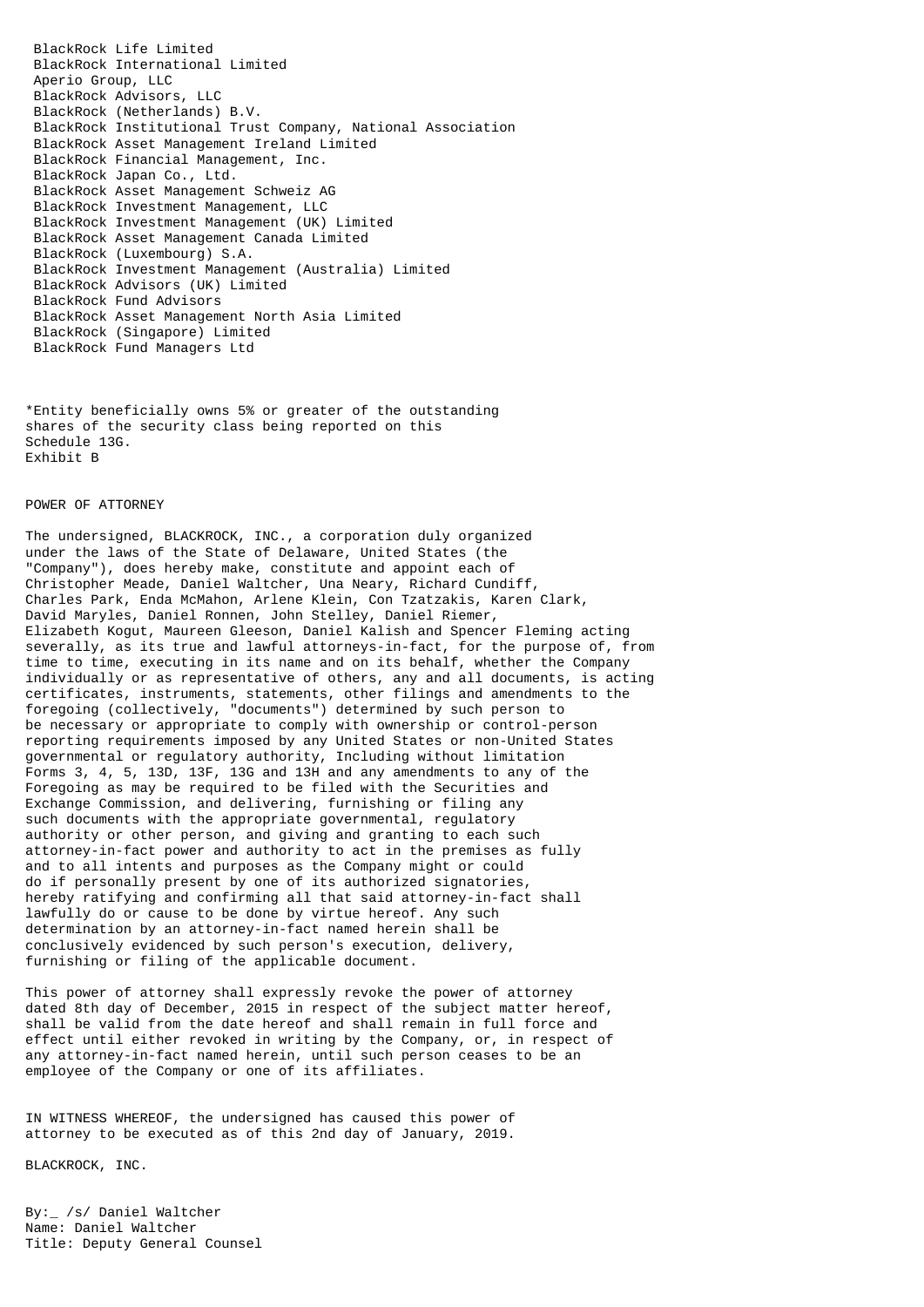BlackRock Life Limited
BlackRock International Limited
Aperio Group, LLC
BlackRock Advisors, LLC
BlackRock (Netherlands) B.V.
BlackRock Institutional Trust Company, National Association
BlackRock Asset Management Ireland Limited
BlackRock Financial Management, Inc.
BlackRock Japan Co., Ltd.
BlackRock Asset Management Schweiz AG
BlackRock Investment Management, LLC
BlackRock Investment Management (UK) Limited
BlackRock Asset Management Canada Limited
BlackRock (Luxembourg) S.A.
BlackRock Investment Management (Australia) Limited
BlackRock Advisors (UK) Limited
BlackRock Fund Advisors
BlackRock Asset Management North Asia Limited
BlackRock (Singapore) Limited
BlackRock Fund Managers Ltd

*Entity beneficially owns 5% or greater of the outstanding shares of the security class being reported on this Schedule 13G.

Exhibit B

POWER OF ATTORNEY

The undersigned, BLACKROCK, INC., a corporation duly organized under the laws of the State of Delaware, United States (the "Company"), does hereby make, constitute and appoint each of Christopher Meade, Daniel Waltcher, Una Neary, Richard Cundiff, Charles Park, Enda McMahon, Arlene Klein, Con Tzatzakis, Karen Clark, David Maryles, Daniel Ronnen, John Stelley, Daniel Riemer, Elizabeth Kogut, Maureen Gleeson, Daniel Kalish and Spencer Fleming acting severally, as its true and lawful attorneys-in-fact, for the purpose of, from time to time, executing in its name and on its behalf, whether the Company individually or as representative of others, any and all documents, is acting certificates, instruments, statements, other filings and amendments to the foregoing (collectively, "documents") determined by such person to be necessary or appropriate to comply with ownership or control-person reporting requirements imposed by any United States or non-United States governmental or regulatory authority, Including without limitation Forms 3, 4, 5, 13D, 13F, 13G and 13H and any amendments to any of the Foregoing as may be required to be filed with the Securities and Exchange Commission, and delivering, furnishing or filing any such documents with the appropriate governmental, regulatory authority or other person, and giving and granting to each such attorney-in-fact power and authority to act in the premises as fully and to all intents and purposes as the Company might or could do if personally present by one of its authorized signatories, hereby ratifying and confirming all that said attorney-in-fact shall lawfully do or cause to be done by virtue hereof. Any such determination by an attorney-in-fact named herein shall be conclusively evidenced by such person's execution, delivery, furnishing or filing of the applicable document.

This power of attorney shall expressly revoke the power of attorney dated 8th day of December, 2015 in respect of the subject matter hereof, shall be valid from the date hereof and shall remain in full force and effect until either revoked in writing by the Company, or, in respect of any attorney-in-fact named herein, until such person ceases to be an employee of the Company or one of its affiliates.

IN WITNESS WHEREOF, the undersigned has caused this power of attorney to be executed as of this 2nd day of January, 2019.

BLACKROCK, INC.

By:_ /s/ Daniel Waltcher
Name: Daniel Waltcher
Title: Deputy General Counsel